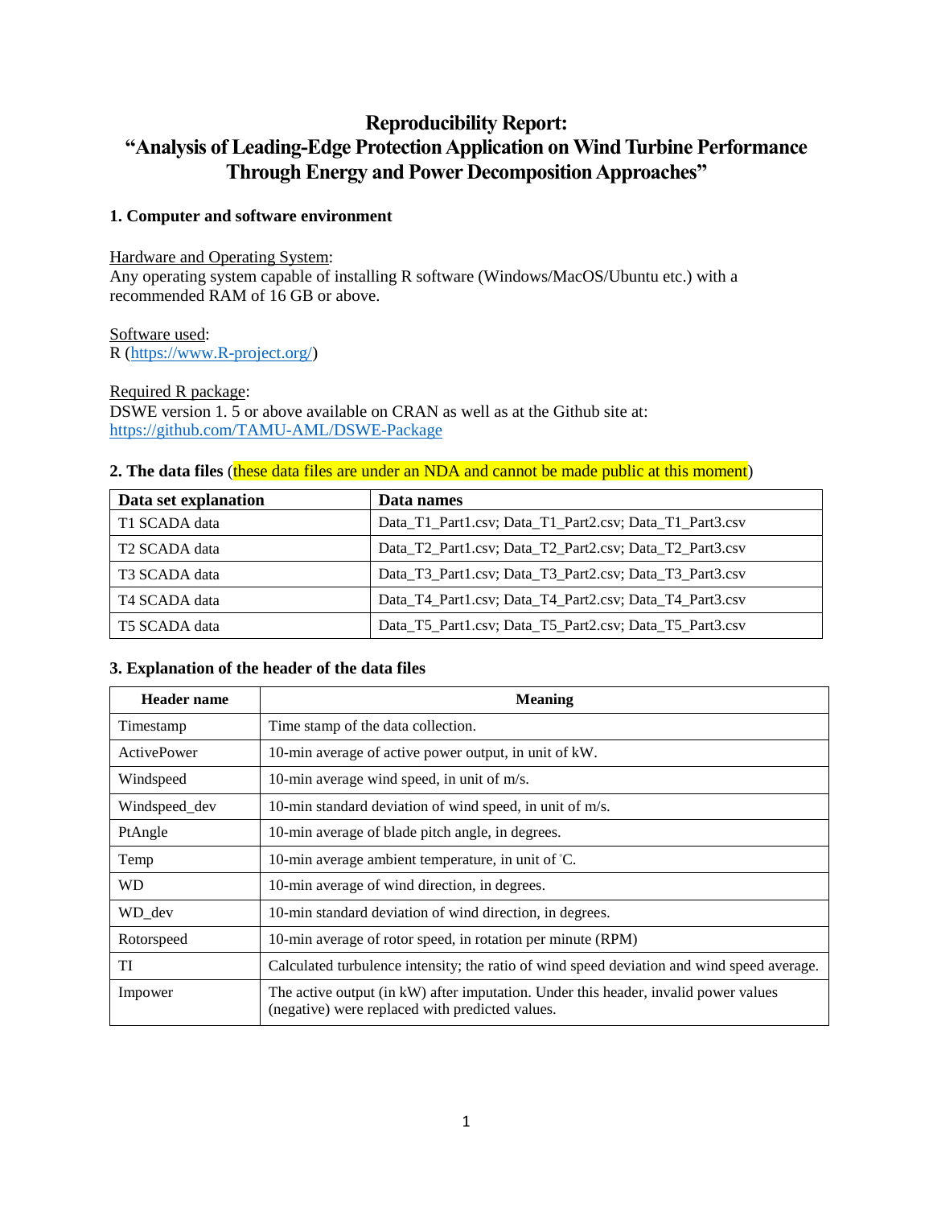# Reproducibility Report:
# "Analysis of Leading-Edge Protection Application on Wind Turbine Performance Through Energy and Power Decomposition Approaches"

## 1. Computer and software environment

Hardware and Operating System:
Any operating system capable of installing R software (Windows/MacOS/Ubuntu etc.) with a recommended RAM of 16 GB or above.

Software used:
R (https://www.R-project.org/)

Required R package:
DSWE version 1. 5 or above available on CRAN as well as at the Github site at:
https://github.com/TAMU-AML/DSWE-Package

## 2. The data files (these data files are under an NDA and cannot be made public at this moment)

| Data set explanation | Data names |
|---|---|
| T1 SCADA data | Data_T1_Part1.csv; Data_T1_Part2.csv; Data_T1_Part3.csv |
| T2 SCADA data | Data_T2_Part1.csv; Data_T2_Part2.csv; Data_T2_Part3.csv |
| T3 SCADA data | Data_T3_Part1.csv; Data_T3_Part2.csv; Data_T3_Part3.csv |
| T4 SCADA data | Data_T4_Part1.csv; Data_T4_Part2.csv; Data_T4_Part3.csv |
| T5 SCADA data | Data_T5_Part1.csv; Data_T5_Part2.csv; Data_T5_Part3.csv |

## 3. Explanation of the header of the data files

| Header name | Meaning |
|---|---|
| Timestamp | Time stamp of the data collection. |
| ActivePower | 10-min average of active power output, in unit of kW. |
| Windspeed | 10-min average wind speed, in unit of m/s. |
| Windspeed_dev | 10-min standard deviation of wind speed, in unit of m/s. |
| PtAngle | 10-min average of blade pitch angle, in degrees. |
| Temp | 10-min average ambient temperature, in unit of °C. |
| WD | 10-min average of wind direction, in degrees. |
| WD_dev | 10-min standard deviation of wind direction, in degrees. |
| Rotorspeed | 10-min average of rotor speed, in rotation per minute (RPM) |
| TI | Calculated turbulence intensity; the ratio of wind speed deviation and wind speed average. |
| Impower | The active output (in kW) after imputation. Under this header, invalid power values (negative) were replaced with predicted values. |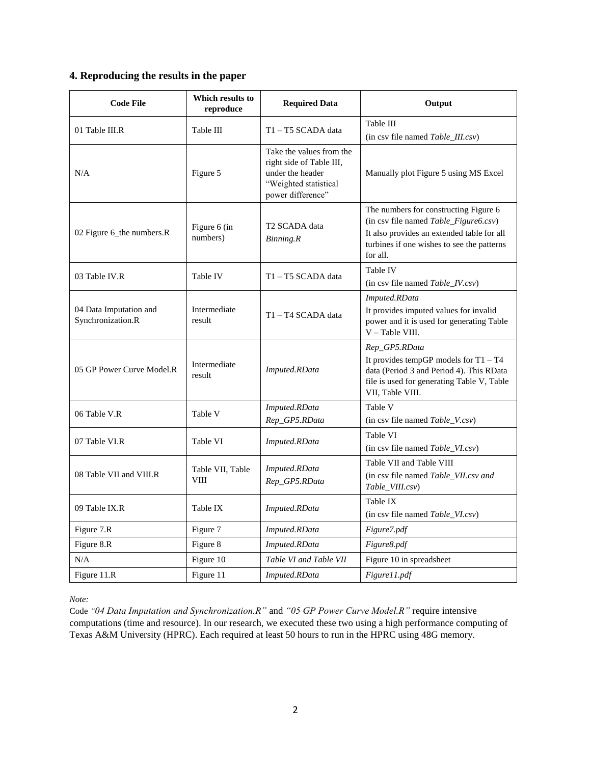### 4. Reproducing the results in the paper

| Code File | Which results to reproduce | Required Data | Output |
|---|---|---|---|
| 01 Table III.R | Table III | T1 – T5 SCADA data | Table III<br>(in csv file named *Table_III.csv*) |
| N/A | Figure 5 | Take the values from the right side of Table III, under the header "Weighted statistical power difference" | Manually plot Figure 5 using MS Excel |
| 02 Figure 6_the numbers.R | Figure 6 (in numbers) | T2 SCADA data<br>*Binning.R* | The numbers for constructing Figure 6 (in csv file named *Table_Figure6.csv*)<br>It also provides an extended table for all turbines if one wishes to see the patterns for all. |
| 03 Table IV.R | Table IV | T1 – T5 SCADA data | Table IV<br>(in csv file named *Table_IV.csv*) |
| 04 Data Imputation and Synchronization.R | Intermediate result | T1 – T4 SCADA data | *Imputed.RData*<br>It provides imputed values for invalid power and it is used for generating Table V – Table VIII. |
| 05 GP Power Curve Model.R | Intermediate result | *Imputed.RData* | *Rep_GP5.RData*<br>It provides tempGP models for T1 – T4 data (Period 3 and Period 4). This RData file is used for generating Table V, Table VII, Table VIII. |
| 06 Table V.R | Table V | *Imputed.RData*<br>*Rep_GP5.RData* | Table V<br>(in csv file named *Table_V.csv*) |
| 07 Table VI.R | Table VI | *Imputed.RData* | Table VI<br>(in csv file named *Table_VI.csv*) |
| 08 Table VII and VIII.R | Table VII, Table VIII | *Imputed.RData*<br>*Rep_GP5.RData* | Table VII and Table VIII<br>(in csv file named *Table_VII.csv and Table_VIII.csv*) |
| 09 Table IX.R | Table IX | *Imputed.RData* | Table IX<br>(in csv file named *Table_VI.csv*) |
| Figure 7.R | Figure 7 | *Imputed.RData* | *Figure7.pdf* |
| Figure 8.R | Figure 8 | *Imputed.RData* | *Figure8.pdf* |
| N/A | Figure 10 | *Table VI and Table VII* | Figure 10 in spreadsheet |
| Figure 11.R | Figure 11 | *Imputed.RData* | *Figure11.pdf* |

*Note:*

Code *"04 Data Imputation and Synchronization.R"* and *"05 GP Power Curve Model.R"* require intensive computations (time and resource). In our research, we executed these two using a high performance computing of Texas A&M University (HPRC). Each required at least 50 hours to run in the HPRC using 48G memory.